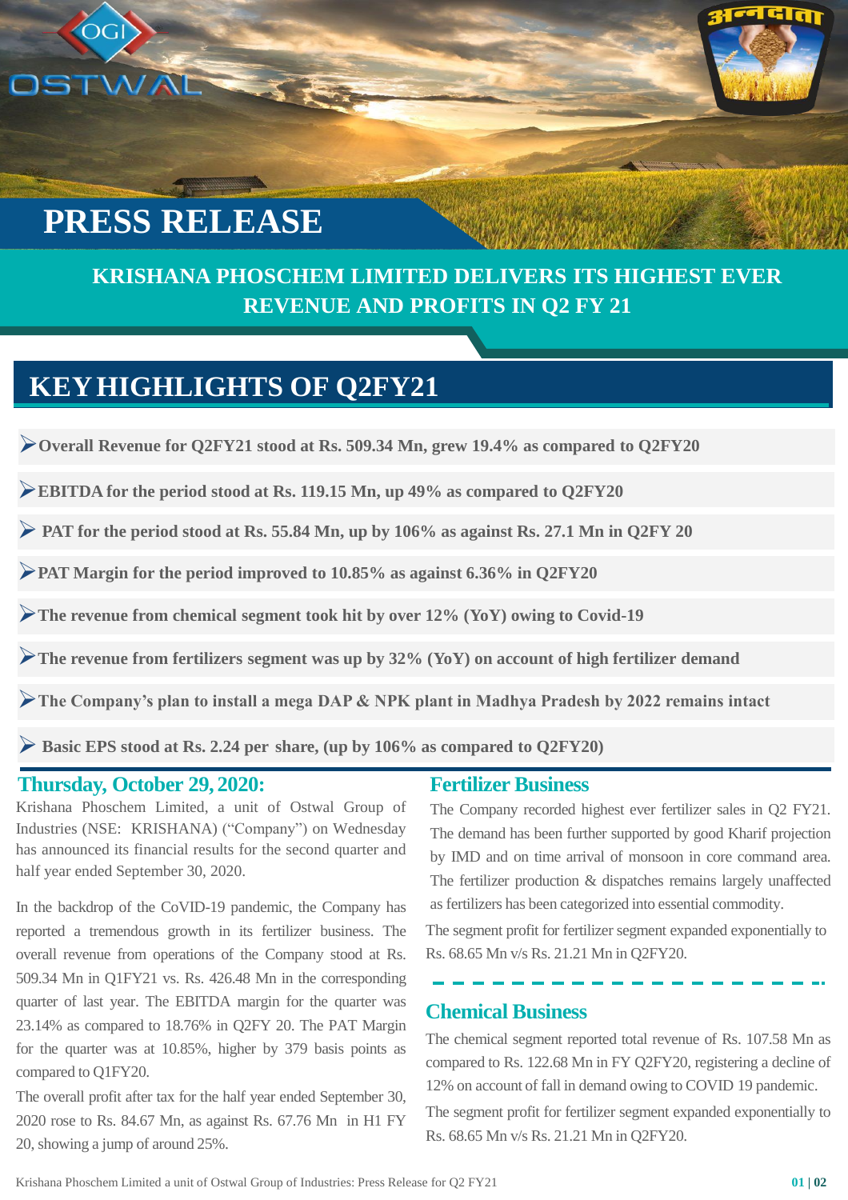# PRESS RELEASE

## KRISHANA PHOSCHEM LIMITED DELIVERS ITS HIGHEST EVER REVENUE AND PROFITS IN Q2 FY 21

## KEY HIGHLIGHTS OF Q2FY21

- **Overall Revenue for Q2FY21 stood at Rs. 509.34 Mn, grew 19.4% as compared to Q2FY20**
- **EBITDA for the period stood at Rs. 119.15 Mn, up 49% as compared to Q2FY20**
- **PAT for the period stood at Rs. 55.84 Mn, up by 106% as against Rs. 27.1 Mn in Q2FY 20**
- **PAT Margin for the period improved to 10.85% as against 6.36% in Q2FY20**
- **The revenue from chemical segment took hit by over 12% (YoY) owing to Covid-19**
- **The revenue from fertilizers segment was up by 32% (YoY) on account of high fertilizer demand**
- **The Company's plan to install a mega DAP & NPK plant in Madhya Pradesh by 2022 remains intact**
- **Basic EPS stood at Rs. 2.24 per share, (up by 106% as compared to Q2FY20)**

### Thursday, October 29, 2020:

Krishana Phoschem Limited, a unit of Ostwal Group of Industries (NSE: KRISHANA) ("Company") on Wednesday has announced its financial results for the second quarter and half year ended September 30, 2020.

In the backdrop of the CoVID-19 pandemic, the Company has reported a tremendous growth in its fertilizer business. The overall revenue from operations of the Company stood at Rs. 509.34 Mn in Q1FY21 vs. Rs. 426.48 Mn in the corresponding quarter of last year. The EBITDA margin for the quarter was 23.14% as compared to 18.76% in Q2FY 20. The PAT Margin for the quarter was at 10.85%, higher by 379 basis points as compared to Q1FY20.

The overall profit after tax for the half year ended September 30, 2020 rose to Rs. 84.67 Mn, as against Rs. 67.76 Mn in H1 FY 20, showing a jump of around 25%.

### Fertilizer Business

The Company recorded highest ever fertilizer sales in Q2 FY21. The demand has been further supported by good Kharif projection by IMD and on time arrival of monsoon in core command area. The fertilizer production & dispatches remains largely unaffected as fertilizers has been categorized into essential commodity.

The segment profit for fertilizer segment expanded exponentially to Rs. 68.65 Mn v/s Rs. 21.21 Mn in Q2FY20.

### Chemical Business

The chemical segment reported total revenue of Rs. 107.58 Mn as compared to Rs. 122.68 Mn in FY Q2FY20, registering a decline of 12% on account of fall in demand owing to COVID 19 pandemic.

The segment profit for fertilizer segment expanded exponentially to Rs. 68.65 Mn v/s Rs. 21.21 Mn in Q2FY20.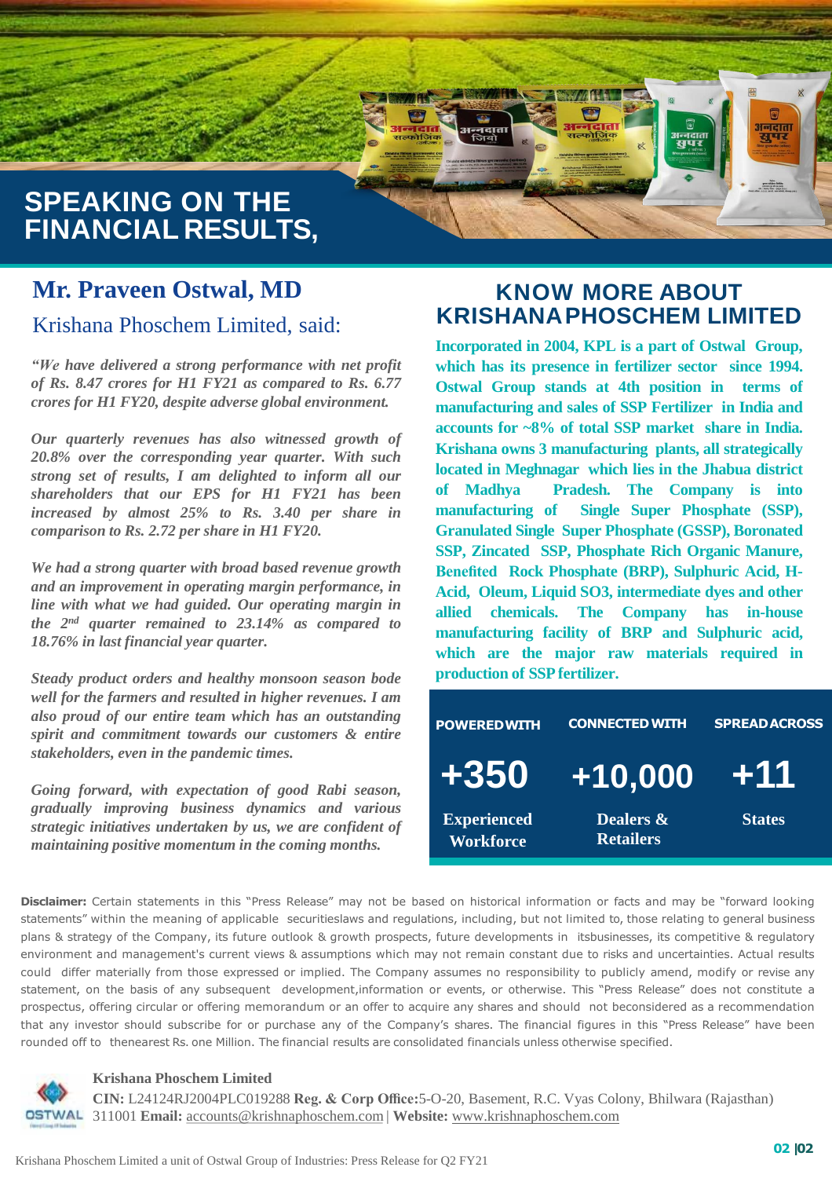# SPEAKING ON THE FINANCIAL RESULTS,

## Mr. Praveen Ostwal, MD

Krishana Phoschem Limited, said:

*"We have delivered a strong performance with net profit of Rs. 8.47 crores for H1 FY21 as compared to Rs. 6.77 crores for H1 FY20, despite adverse global environment.*

*Our quarterly revenues has also witnessed growth of 20.8% over the corresponding year quarter. With such strong set of results, I am delighted to inform all our shareholders that our EPS for H1 FY21 has been increased by almost 25% to Rs. 3.40 per share in comparison to Rs. 2.72 per share in H1 FY20.*

*We had a strong quarter with broad based revenue growth and an improvement in operating margin performance, in line with what we had guided. Our operating margin in the 2nd quarter remained to 23.14% as compared to 18.76% in last financial year quarter.*

*Steady product orders and healthy monsoon season bode well for the farmers and resulted in higher revenues. I am also proud of our entire team which has an outstanding spirit and commitment towards our customers & entire stakeholders, even in the pandemic times.*

*Going forward, with expectation of good Rabi season, gradually improving business dynamics and various strategic initiatives undertaken by us, we are confident of maintaining positive momentum in the coming months.*

## KNOW MORE ABOUT KRISHANA PHOSCHEM LIMITED

**Incorporated in 2004, KPL is a part of Ostwal Group, which has its presence in fertilizer sector since 1994. Ostwal Group stands at 4th position in terms of manufacturing and sales of SSP Fertilizer in India and accounts for ~8% of total SSP market share in India. Krishana owns 3 manufacturing plants, all strategically located in Meghnagar which lies in the Jhabua district of Madhya Pradesh. The Company is into manufacturing of Single Super Phosphate (SSP), Granulated Single Super Phosphate (GSSP), Boronated SSP, Zincated SSP, Phosphate Rich Organic Manure, Benefited Rock Phosphate (BRP), Sulphuric Acid, H-Acid, Oleum, Liquid SO3, intermediate dyes and other allied chemicals. The Company has in-house manufacturing facility of BRP and Sulphuric acid, which are the major raw materials required in production of SSP fertilizer.**

| POWERED WITH | CONNECTED WITH | SPREAD ACROSS |
|---|---|---|
| +350 | +10,000 | +11 |
| Experienced Workforce | Dealers & Retailers | States |

**Disclaimer:** Certain statements in this "Press Release" may not be based on historical information or facts and may be "forward looking statements" within the meaning of applicable securitieslaws and regulations, including, but not limited to, those relating to general business plans & strategy of the Company, its future outlook & growth prospects, future developments in itsbusinesses, its competitive & regulatory environment and management's current views & assumptions which may not remain constant due to risks and uncertainties. Actual results could differ materially from those expressed or implied. The Company assumes no responsibility to publicly amend, modify or revise any statement, on the basis of any subsequent development,information or events, or otherwise. This "Press Release" does not constitute a prospectus, offering circular or offering memorandum or an offer to acquire any shares and should not beconsidered as a recommendation that any investor should subscribe for or purchase any of the Company's shares. The financial figures in this "Press Release" have been rounded off to thenearest Rs. one Million. The financial results are consolidated financials unless otherwise specified.

**Krishana Phoschem Limited**

**CIN:** L24124RJ2004PLC019288 **Reg. & Corp Office:**5-O-20, Basement, R.C. Vyas Colony, Bhilwara (Rajasthan) 311001 **Email:** accounts@krishnaphoschem.com | **Website:** www.krishnaphoschem.com